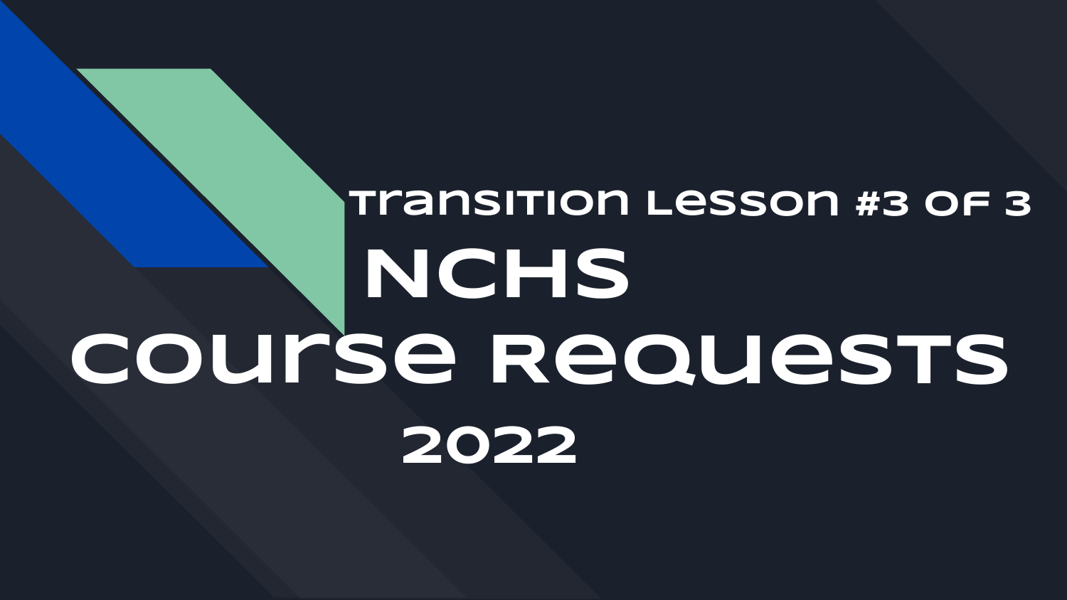Transition Lesson #3 of 3

# NCHS Course Requests 2022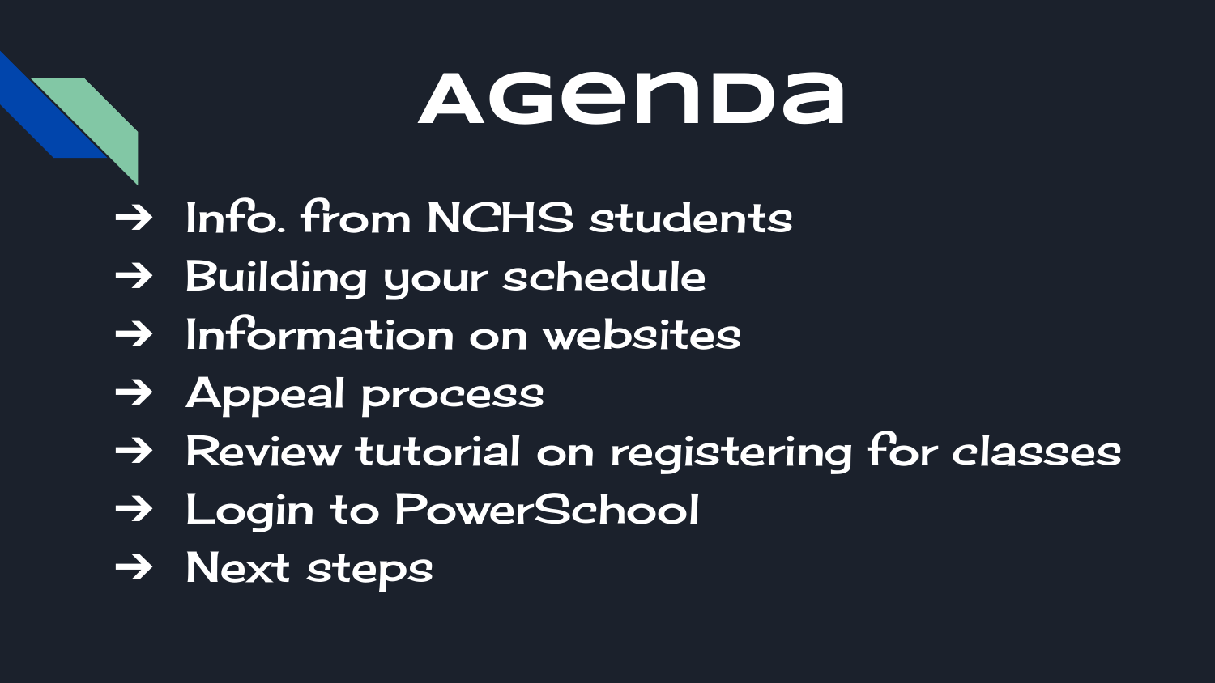# Agenda

- Info. from NCHS students
- Building your schedule
- Information on websites
- Appeal process
- Review tutorial on registering for classes
- Login to PowerSchool
- Next steps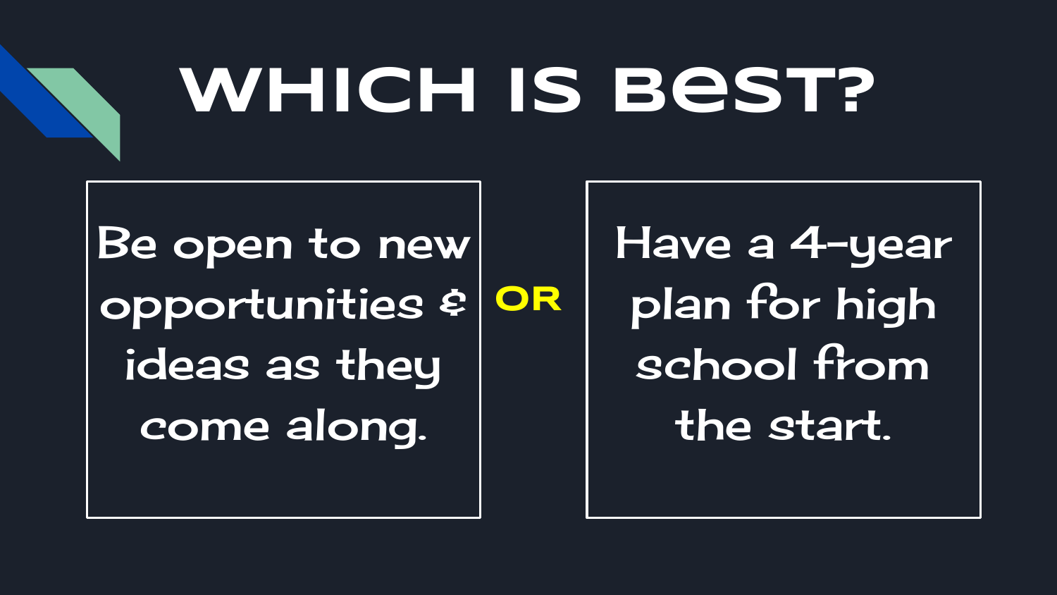# WHICH IS BEST?

Be open to new opportunities & ideas as they come along.

**OR**

Have a 4-year plan for high school from the start.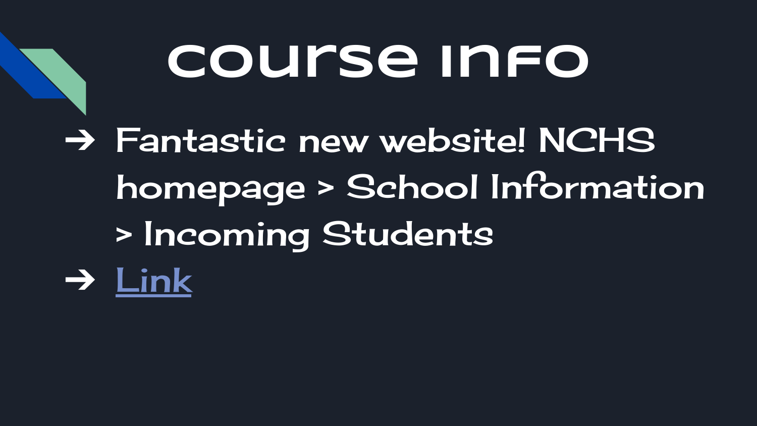# course info

- Fantastic new website! NCHS homepage > School Information > Incoming Students
- Link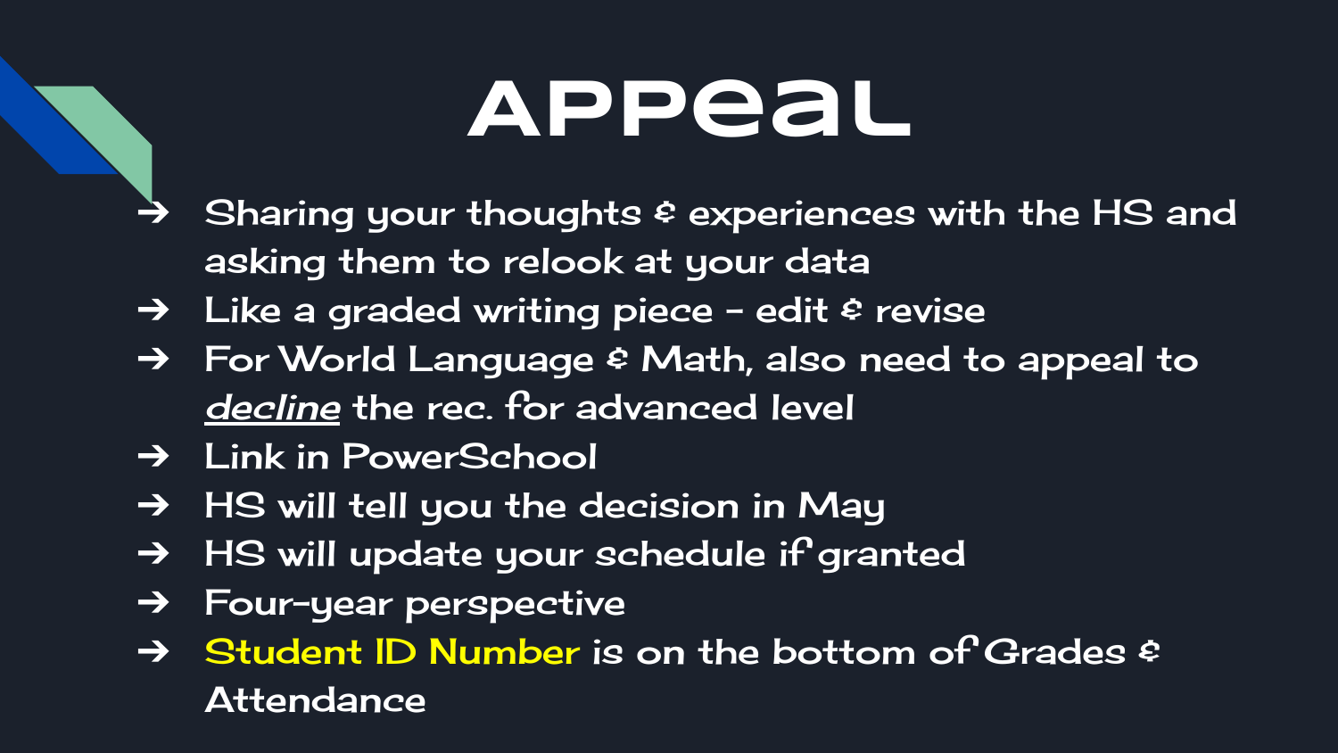# Appeal

- Sharing your thoughts & experiences with the HS and asking them to relook at your data
- Like a graded writing piece - edit & revise
- For World Language & Math, also need to appeal to ***decline*** the rec. for advanced level
- Link in PowerSchool
- HS will tell you the decision in May
- HS will update your schedule if granted
- Four-year perspective
- Student ID Number is on the bottom of Grades & Attendance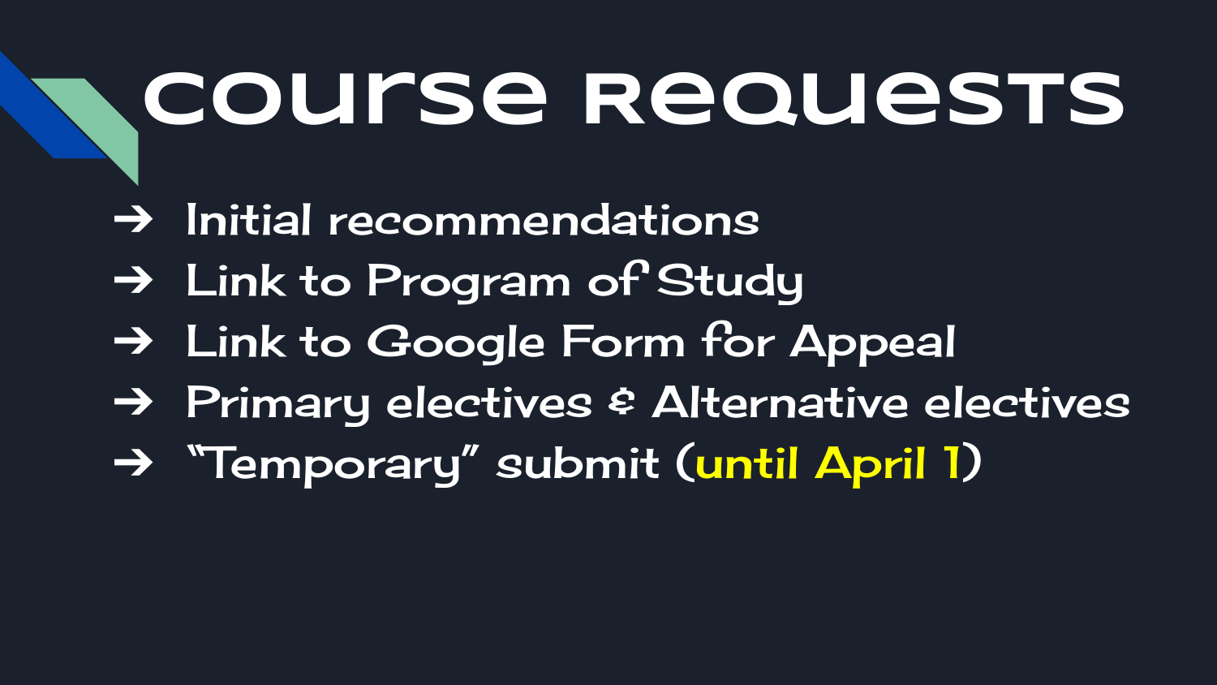# Course Requests

- Initial recommendations
- Link to Program of Study
- Link to Google Form for Appeal
- Primary electives & Alternative electives
- "Temporary" submit (until April 1)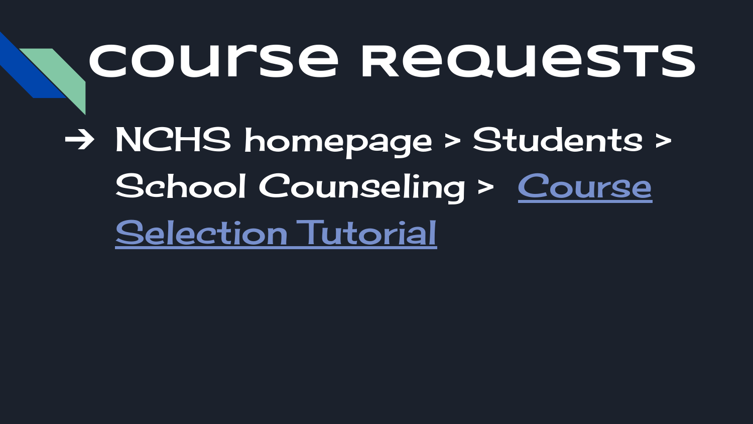# Course Requests

- NCHS homepage > Students > School Counseling > Course Selection Tutorial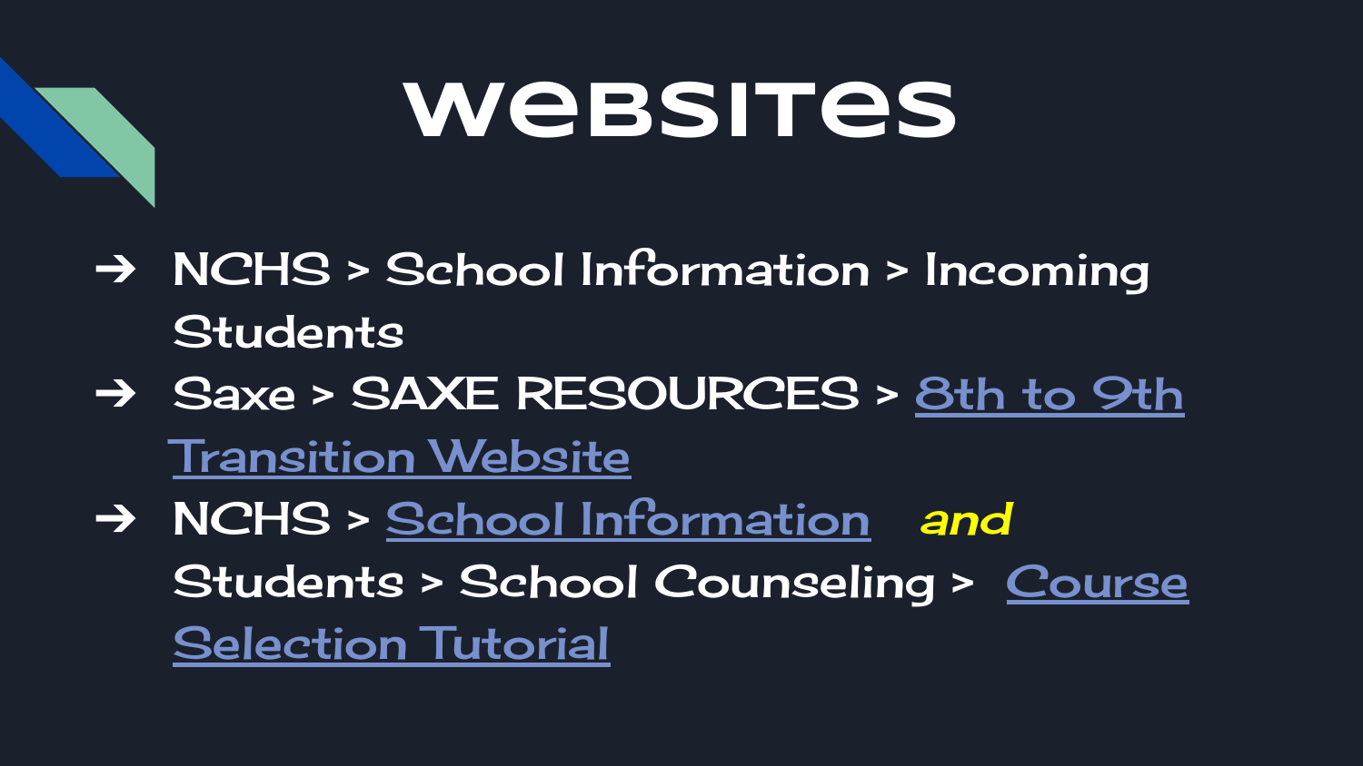# WEBSITES

- NCHS > School Information > Incoming Students
- Saxe > SAXE RESOURCES > 8th to 9th Transition Website
- NCHS > School Information *and* Students > School Counseling > Course Selection Tutorial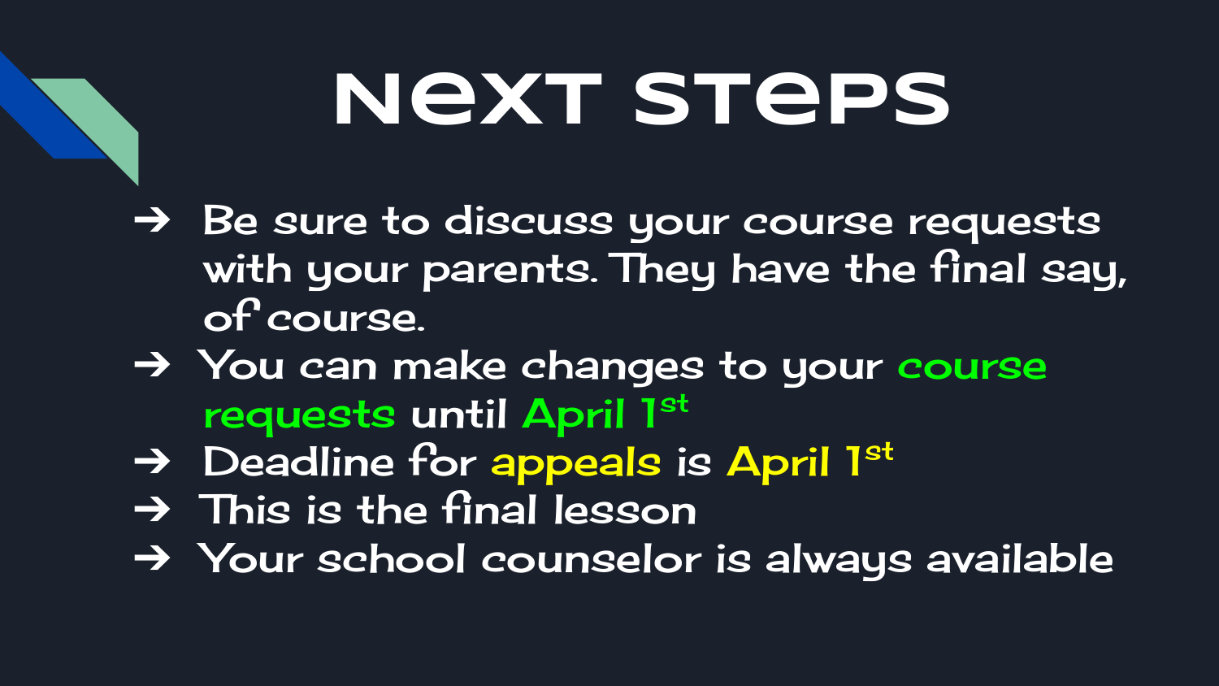# Next Steps

- Be sure to discuss your course requests with your parents. They have the final say, of course.
- You can make changes to your course requests until April 1st
- Deadline for appeals is April 1st
- This is the final lesson
- Your school counselor is always available